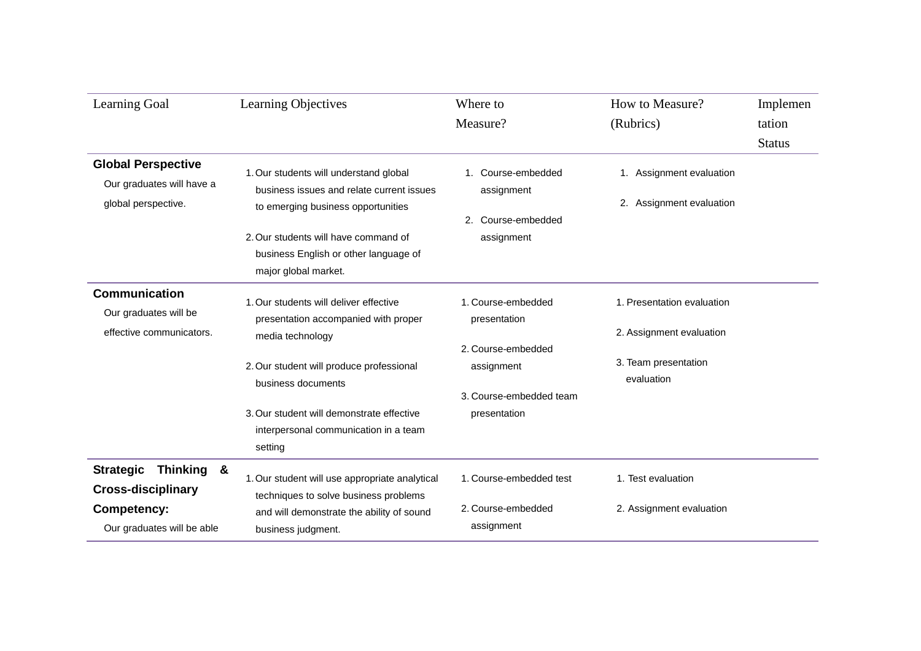| Learning Goal | Learning Objectives | Where to Measure? | How to Measure? (Rubrics) | Implementation Status |
|---|---|---|---|---|
| **Global Perspective** Our graduates will have a global perspective. | 1. Our students will understand global business issues and relate current issues to emerging business opportunities<br>2. Our students will have command of business English or other language of major global market. | 1. Course-embedded assignment<br>2. Course-embedded assignment | 1. Assignment evaluation<br>2. Assignment evaluation | |
| **Communication** Our graduates will be effective communicators. | 1. Our students will deliver effective presentation accompanied with proper media technology<br>2. Our student will produce professional business documents<br>3. Our student will demonstrate effective interpersonal communication in a team setting | 1. Course-embedded presentation<br>2. Course-embedded assignment<br>3. Course-embedded team presentation | 1. Presentation evaluation<br>2. Assignment evaluation<br>3. Team presentation evaluation | |
| **Strategic Thinking & Cross-disciplinary Competency:** Our graduates will be able | 1. Our student will use appropriate analytical techniques to solve business problems and will demonstrate the ability of sound business judgment. | 1. Course-embedded test<br>2. Course-embedded assignment | 1. Test evaluation<br>2. Assignment evaluation | |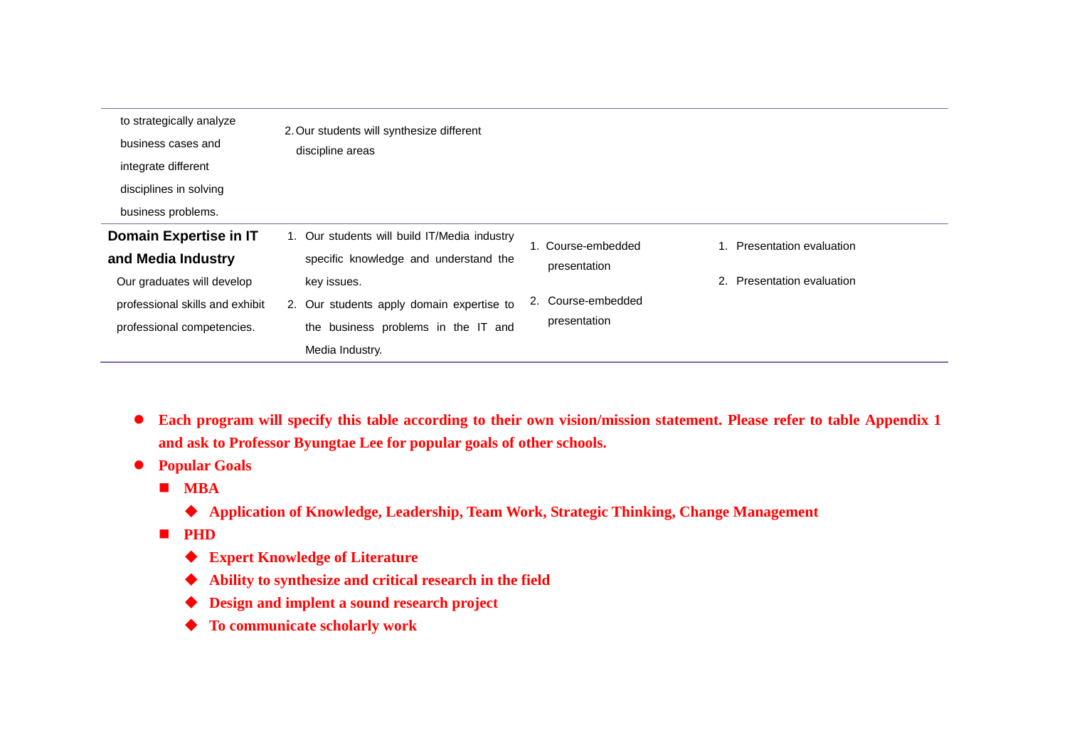| | | | |
|---|---|---|---|
| to strategically analyze business cases and integrate different disciplines in solving business problems. | 2. Our students will synthesize different discipline areas | | |
| **Domain Expertise in IT and Media Industry** Our graduates will develop professional skills and exhibit professional competencies. | 1. Our students will build IT/Media industry specific knowledge and understand the key issues. 2. Our students apply domain expertise to the business problems in the IT and Media Industry. | 1. Course-embedded presentation 2. Course-embedded presentation | 1. Presentation evaluation 2. Presentation evaluation |

- **Each program will specify this table according to their own vision/mission statement. Please refer to table Appendix 1 and ask to Professor Byungtae Lee for popular goals of other schools.**
- **Popular Goals**
  - **MBA**
    - **Application of Knowledge, Leadership, Team Work, Strategic Thinking, Change Management**
  - **PHD**
    - **Expert Knowledge of Literature**
    - **Ability to synthesize and critical research in the field**
    - **Design and implent a sound research project**
    - **To communicate scholarly work**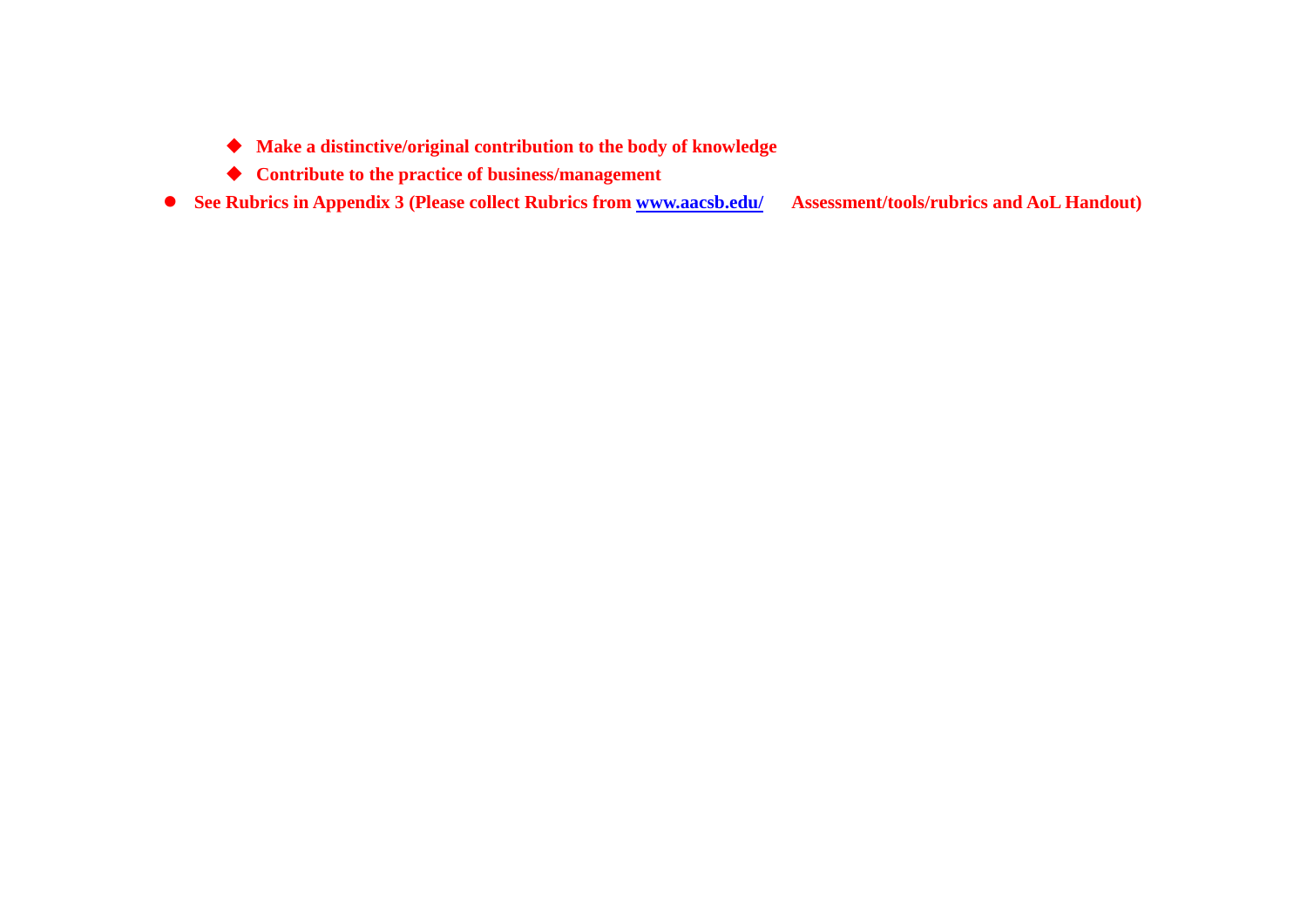- **Make a distinctive/original contribution to the body of knowledge**
  - **Contribute to the practice of business/management**
- **See Rubrics in Appendix 3 (Please collect Rubrics from [www.aacsb.edu/](http://www.aacsb.edu/) Assessment/tools/rubrics and AoL Handout)**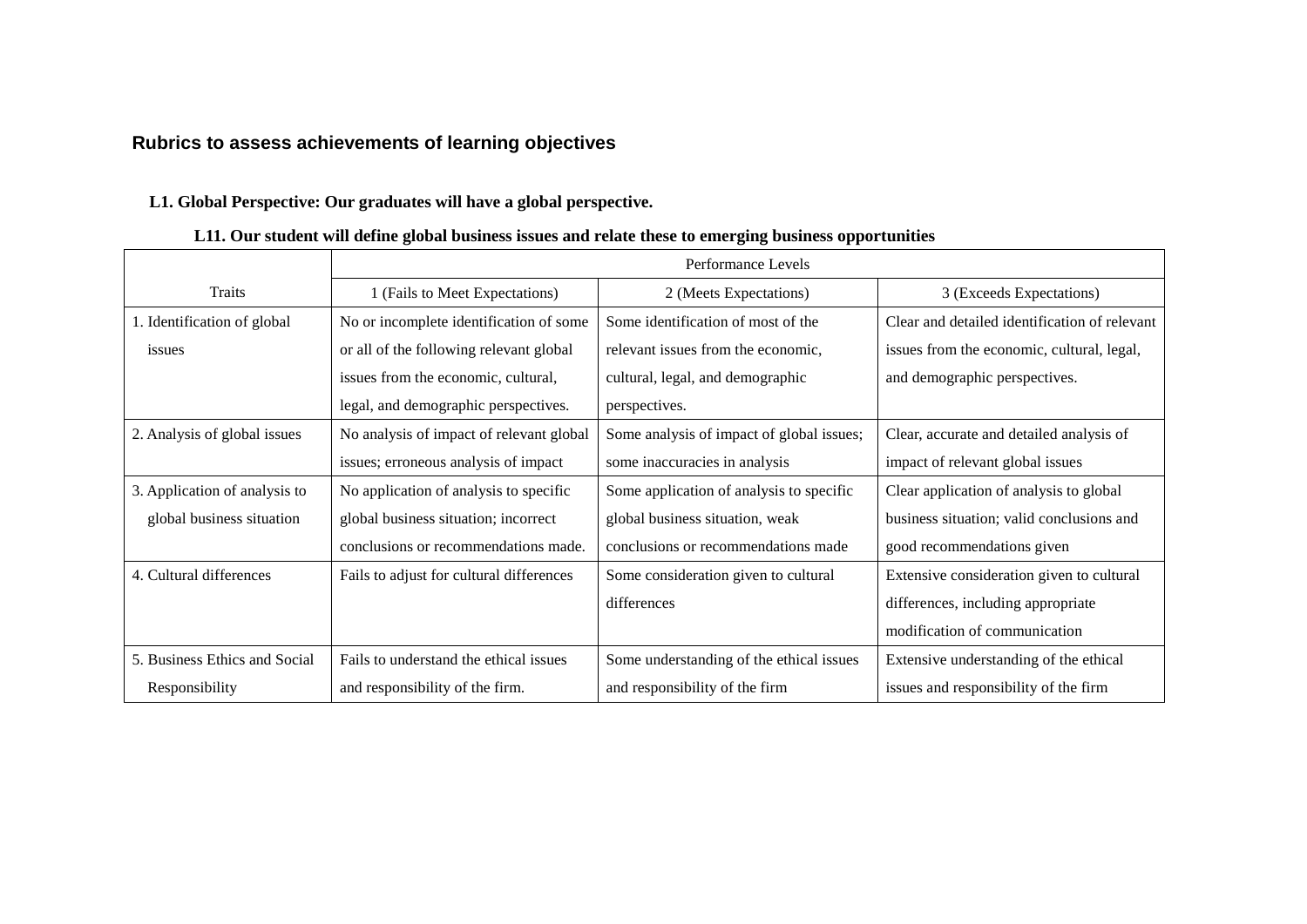## Rubrics to assess achievements of learning objectives

### L1. Global Perspective: Our graduates will have a global perspective.

#### L11. Our student will define global business issues and relate these to emerging business opportunities

| | Performance Levels | | |
|---|---|---|---|
| Traits | 1 (Fails to Meet Expectations) | 2 (Meets Expectations) | 3 (Exceeds Expectations) |
| 1. Identification of global issues | No or incomplete identification of some or all of the following relevant global issues from the economic, cultural, legal, and demographic perspectives. | Some identification of most of the relevant issues from the economic, cultural, legal, and demographic perspectives. | Clear and detailed identification of relevant issues from the economic, cultural, legal, and demographic perspectives. |
| 2. Analysis of global issues | No analysis of impact of relevant global issues; erroneous analysis of impact | Some analysis of impact of global issues; some inaccuracies in analysis | Clear, accurate and detailed analysis of impact of relevant global issues |
| 3. Application of analysis to global business situation | No application of analysis to specific global business situation; incorrect conclusions or recommendations made. | Some application of analysis to specific global business situation, weak conclusions or recommendations made | Clear application of analysis to global business situation; valid conclusions and good recommendations given |
| 4. Cultural differences | Fails to adjust for cultural differences | Some consideration given to cultural differences | Extensive consideration given to cultural differences, including appropriate modification of communication |
| 5. Business Ethics and Social Responsibility | Fails to understand the ethical issues and responsibility of the firm. | Some understanding of the ethical issues and responsibility of the firm | Extensive understanding of the ethical issues and responsibility of the firm |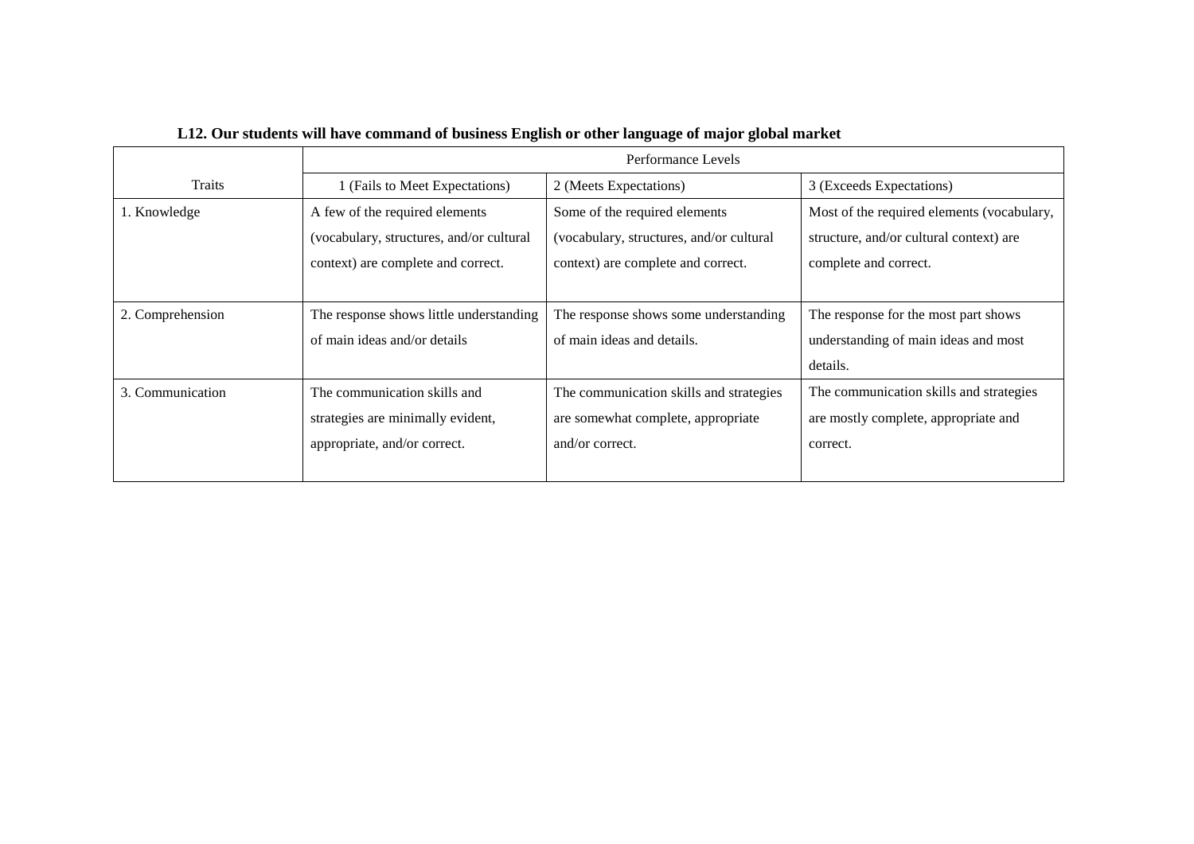**L12. Our students will have command of business English or other language of major global market**

| Traits | Performance Levels | | |
|---|---|---|---|
| | 1 (Fails to Meet Expectations) | 2 (Meets Expectations) | 3 (Exceeds Expectations) |
| 1. Knowledge | A few of the required elements (vocabulary, structures, and/or cultural context) are complete and correct. | Some of the required elements (vocabulary, structures, and/or cultural context) are complete and correct. | Most of the required elements (vocabulary, structure, and/or cultural context) are complete and correct. |
| 2. Comprehension | The response shows little understanding of main ideas and/or details | The response shows some understanding of main ideas and details. | The response for the most part shows understanding of main ideas and most details. |
| 3. Communication | The communication skills and strategies are minimally evident, appropriate, and/or correct. | The communication skills and strategies are somewhat complete, appropriate and/or correct. | The communication skills and strategies are mostly complete, appropriate and correct. |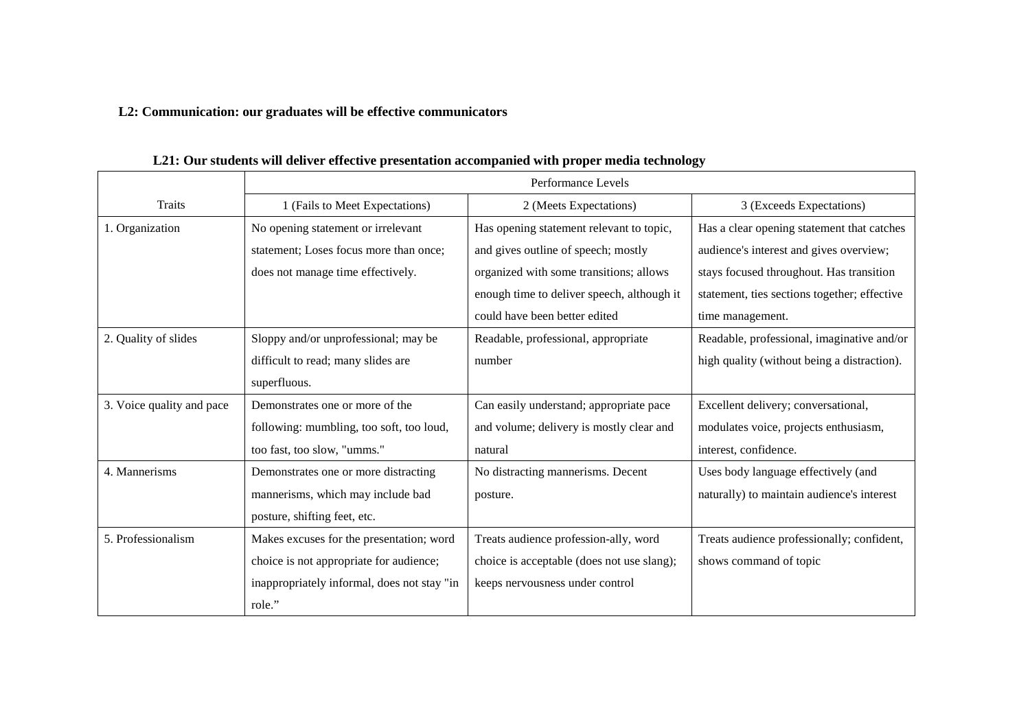**L2: Communication: our graduates will be effective communicators**

**L21: Our students will deliver effective presentation accompanied with proper media technology**

| | Performance Levels | | |
|---|---|---|---|
| Traits | 1 (Fails to Meet Expectations) | 2 (Meets Expectations) | 3 (Exceeds Expectations) |
| 1. Organization | No opening statement or irrelevant statement; Loses focus more than once; does not manage time effectively. | Has opening statement relevant to topic, and gives outline of speech; mostly organized with some transitions; allows enough time to deliver speech, although it could have been better edited | Has a clear opening statement that catches audience's interest and gives overview; stays focused throughout. Has transition statement, ties sections together; effective time management. |
| 2. Quality of slides | Sloppy and/or unprofessional; may be difficult to read; many slides are superfluous. | Readable, professional, appropriate number | Readable, professional, imaginative and/or high quality (without being a distraction). |
| 3. Voice quality and pace | Demonstrates one or more of the following: mumbling, too soft, too loud, too fast, too slow, "umms." | Can easily understand; appropriate pace and volume; delivery is mostly clear and natural | Excellent delivery; conversational, modulates voice, projects enthusiasm, interest, confidence. |
| 4. Mannerisms | Demonstrates one or more distracting mannerisms, which may include bad posture, shifting feet, etc. | No distracting mannerisms. Decent posture. | Uses body language effectively (and naturally) to maintain audience's interest |
| 5. Professionalism | Makes excuses for the presentation; word choice is not appropriate for audience; inappropriately informal, does not stay "in role." | Treats audience profession-ally, word choice is acceptable (does not use slang); keeps nervousness under control | Treats audience professionally; confident, shows command of topic |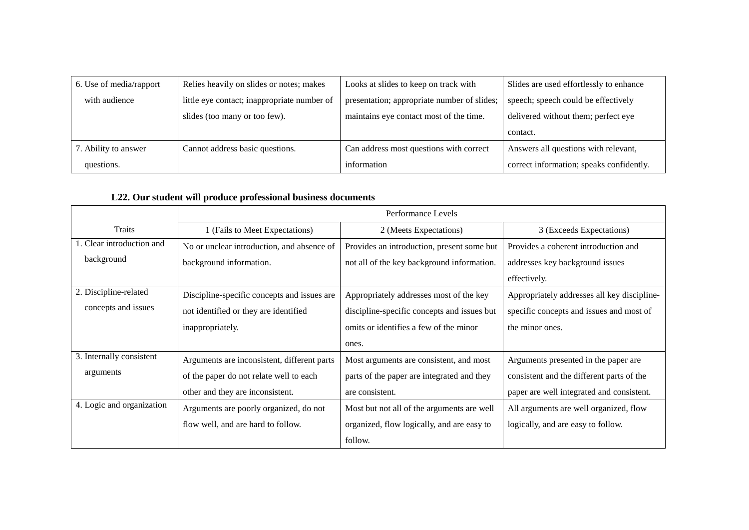| | | | |
|---|---|---|---|
| 6. Use of media/rapport with audience | Relies heavily on slides or notes; makes little eye contact; inappropriate number of slides (too many or too few). | Looks at slides to keep on track with presentation; appropriate number of slides; maintains eye contact most of the time. | Slides are used effortlessly to enhance speech; speech could be effectively delivered without them; perfect eye contact. |
| 7. Ability to answer questions. | Cannot address basic questions. | Can address most questions with correct information | Answers all questions with relevant, correct information; speaks confidently. |

**L22. Our student will produce professional business documents**

| | Performance Levels | | |
|---|---|---|---|
| Traits | 1 (Fails to Meet Expectations) | 2 (Meets Expectations) | 3 (Exceeds Expectations) |
| 1. Clear introduction and background | No or unclear introduction, and absence of background information. | Provides an introduction, present some but not all of the key background information. | Provides a coherent introduction and addresses key background issues effectively. |
| 2. Discipline-related concepts and issues | Discipline-specific concepts and issues are not identified or they are identified inappropriately. | Appropriately addresses most of the key discipline-specific concepts and issues but omits or identifies a few of the minor ones. | Appropriately addresses all key discipline-specific concepts and issues and most of the minor ones. |
| 3. Internally consistent arguments | Arguments are inconsistent, different parts of the paper do not relate well to each other and they are inconsistent. | Most arguments are consistent, and most parts of the paper are integrated and they are consistent. | Arguments presented in the paper are consistent and the different parts of the paper are well integrated and consistent. |
| 4. Logic and organization | Arguments are poorly organized, do not flow well, and are hard to follow. | Most but not all of the arguments are well organized, flow logically, and are easy to follow. | All arguments are well organized, flow logically, and are easy to follow. |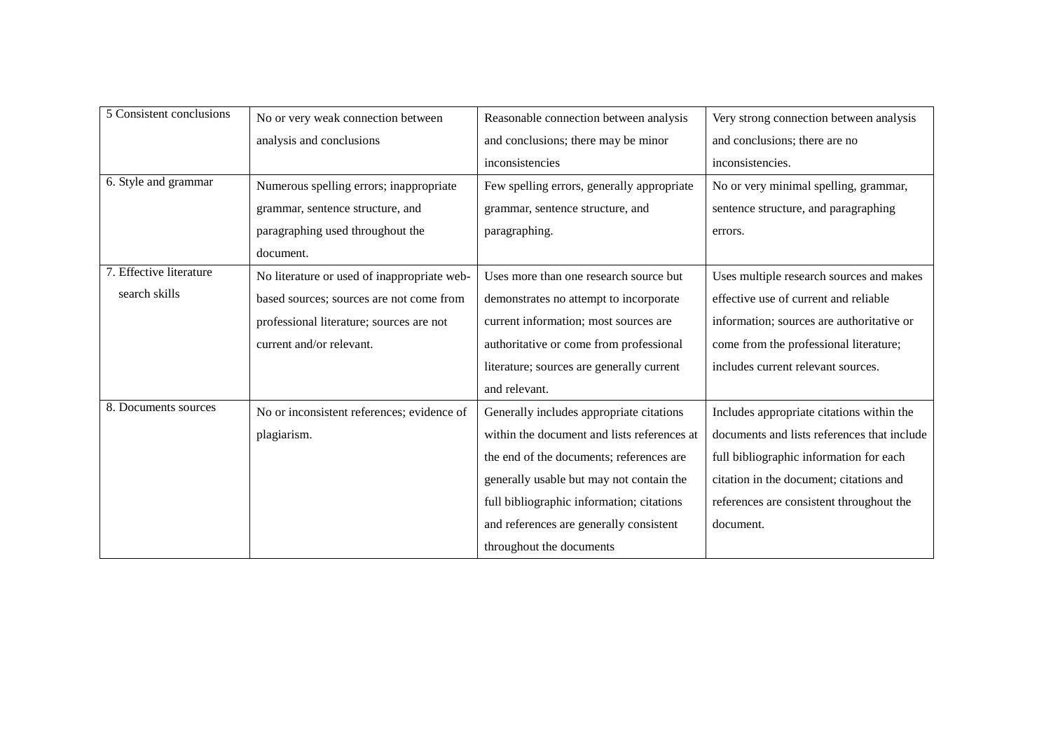| 5 Consistent conclusions | No or very weak connection between analysis and conclusions | Reasonable connection between analysis and conclusions; there may be minor inconsistencies | Very strong connection between analysis and conclusions; there are no inconsistencies. |
|---|---|---|---|
| 6. Style and grammar | Numerous spelling errors; inappropriate grammar, sentence structure, and paragraphing used throughout the document. | Few spelling errors, generally appropriate grammar, sentence structure, and paragraphing. | No or very minimal spelling, grammar, sentence structure, and paragraphing errors. |
| 7. Effective literature search skills | No literature or used of inappropriate web-based sources; sources are not come from professional literature; sources are not current and/or relevant. | Uses more than one research source but demonstrates no attempt to incorporate current information; most sources are authoritative or come from professional literature; sources are generally current and relevant. | Uses multiple research sources and makes effective use of current and reliable information; sources are authoritative or come from the professional literature; includes current relevant sources. |
| 8. Documents sources | No or inconsistent references; evidence of plagiarism. | Generally includes appropriate citations within the document and lists references at the end of the documents; references are generally usable but may not contain the full bibliographic information; citations and references are generally consistent throughout the documents | Includes appropriate citations within the documents and lists references that include full bibliographic information for each citation in the document; citations and references are consistent throughout the document. |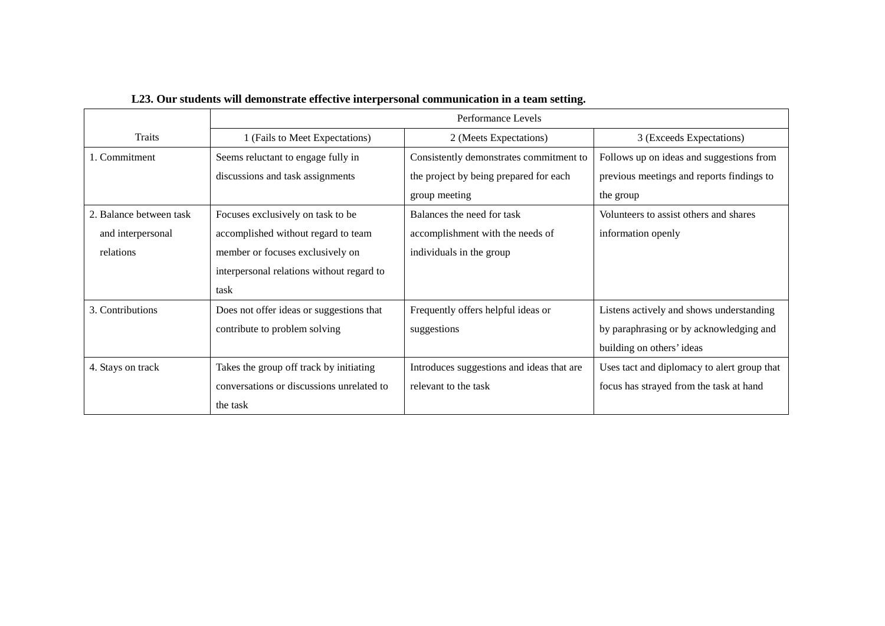**L23. Our students will demonstrate effective interpersonal communication in a team setting.**

| | Performance Levels | | |
|---|---|---|---|
| Traits | 1 (Fails to Meet Expectations) | 2 (Meets Expectations) | 3 (Exceeds Expectations) |
| 1. Commitment | Seems reluctant to engage fully in discussions and task assignments | Consistently demonstrates commitment to the project by being prepared for each group meeting | Follows up on ideas and suggestions from previous meetings and reports findings to the group |
| 2. Balance between task and interpersonal relations | Focuses exclusively on task to be accomplished without regard to team member or focuses exclusively on interpersonal relations without regard to task | Balances the need for task accomplishment with the needs of individuals in the group | Volunteers to assist others and shares information openly |
| 3. Contributions | Does not offer ideas or suggestions that contribute to problem solving | Frequently offers helpful ideas or suggestions | Listens actively and shows understanding by paraphrasing or by acknowledging and building on others' ideas |
| 4. Stays on track | Takes the group off track by initiating conversations or discussions unrelated to the task | Introduces suggestions and ideas that are relevant to the task | Uses tact and diplomacy to alert group that focus has strayed from the task at hand |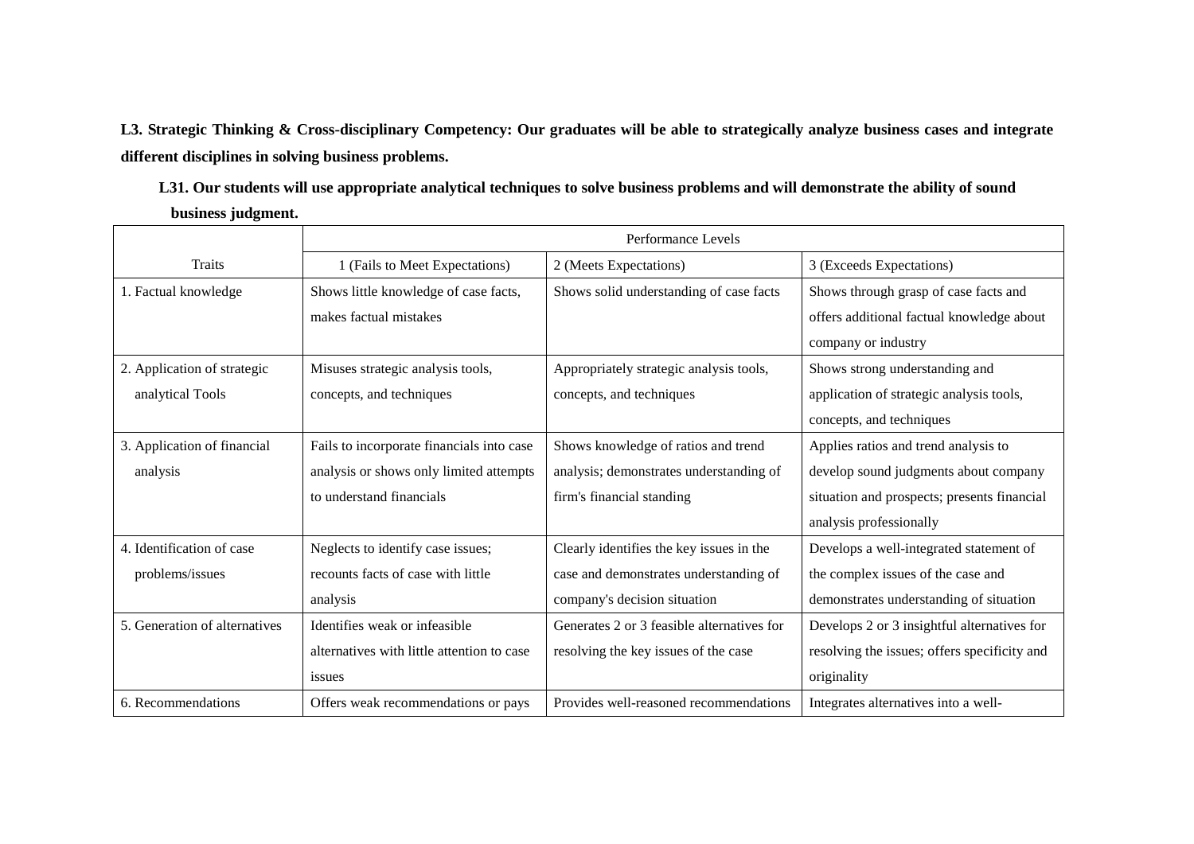**L3. Strategic Thinking & Cross-disciplinary Competency: Our graduates will be able to strategically analyze business cases and integrate different disciplines in solving business problems.**

**L31. Our students will use appropriate analytical techniques to solve business problems and will demonstrate the ability of sound business judgment.**

| | Performance Levels | | |
|---|---|---|---|
| Traits | 1 (Fails to Meet Expectations) | 2 (Meets Expectations) | 3 (Exceeds Expectations) |
| 1. Factual knowledge | Shows little knowledge of case facts, makes factual mistakes | Shows solid understanding of case facts | Shows through grasp of case facts and offers additional factual knowledge about company or industry |
| 2. Application of strategic analytical Tools | Misuses strategic analysis tools, concepts, and techniques | Appropriately strategic analysis tools, concepts, and techniques | Shows strong understanding and application of strategic analysis tools, concepts, and techniques |
| 3. Application of financial analysis | Fails to incorporate financials into case analysis or shows only limited attempts to understand financials | Shows knowledge of ratios and trend analysis; demonstrates understanding of firm's financial standing | Applies ratios and trend analysis to develop sound judgments about company situation and prospects; presents financial analysis professionally |
| 4. Identification of case problems/issues | Neglects to identify case issues; recounts facts of case with little analysis | Clearly identifies the key issues in the case and demonstrates understanding of company's decision situation | Develops a well-integrated statement of the complex issues of the case and demonstrates understanding of situation |
| 5. Generation of alternatives | Identifies weak or infeasible alternatives with little attention to case issues | Generates 2 or 3 feasible alternatives for resolving the key issues of the case | Develops 2 or 3 insightful alternatives for resolving the issues; offers specificity and originality |
| 6. Recommendations | Offers weak recommendations or pays | Provides well-reasoned recommendations | Integrates alternatives into a well- |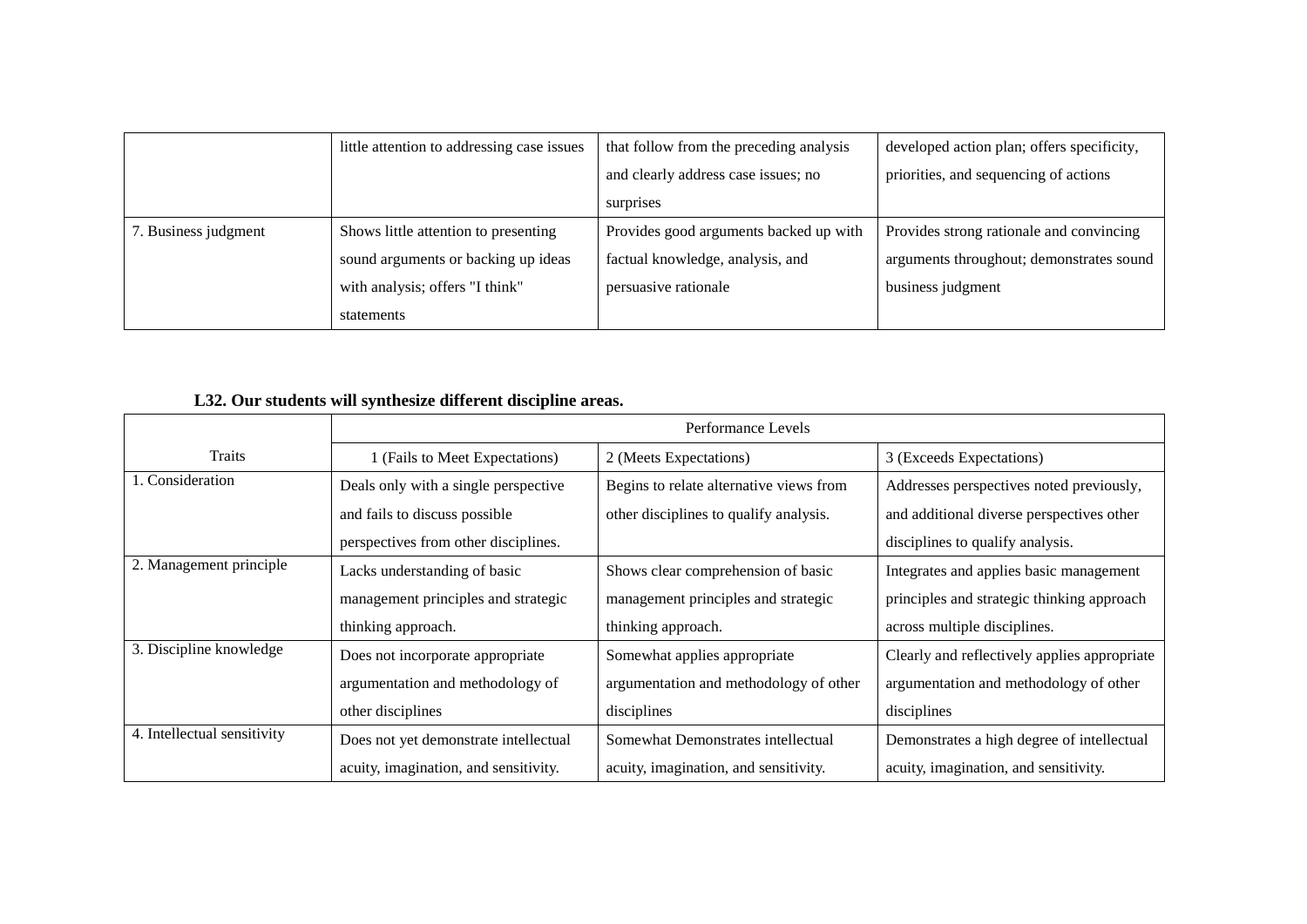| | | | |
|---|---|---|---|
| | little attention to addressing case issues | that follow from the preceding analysis and clearly address case issues; no surprises | developed action plan; offers specificity, priorities, and sequencing of actions |
| 7. Business judgment | Shows little attention to presenting sound arguments or backing up ideas with analysis; offers "I think" statements | Provides good arguments backed up with factual knowledge, analysis, and persuasive rationale | Provides strong rationale and convincing arguments throughout; demonstrates sound business judgment |

**L32. Our students will synthesize different discipline areas.**

| Traits | Performance Levels | | |
|---|---|---|---|
| | 1 (Fails to Meet Expectations) | 2 (Meets Expectations) | 3 (Exceeds Expectations) |
| 1. Consideration | Deals only with a single perspective and fails to discuss possible perspectives from other disciplines. | Begins to relate alternative views from other disciplines to qualify analysis. | Addresses perspectives noted previously, and additional diverse perspectives other disciplines to qualify analysis. |
| 2. Management principle | Lacks understanding of basic management principles and strategic thinking approach. | Shows clear comprehension of basic management principles and strategic thinking approach. | Integrates and applies basic management principles and strategic thinking approach across multiple disciplines. |
| 3. Discipline knowledge | Does not incorporate appropriate argumentation and methodology of other disciplines | Somewhat applies appropriate argumentation and methodology of other disciplines | Clearly and reflectively applies appropriate argumentation and methodology of other disciplines |
| 4. Intellectual sensitivity | Does not yet demonstrate intellectual acuity, imagination, and sensitivity. | Somewhat Demonstrates intellectual acuity, imagination, and sensitivity. | Demonstrates a high degree of intellectual acuity, imagination, and sensitivity. |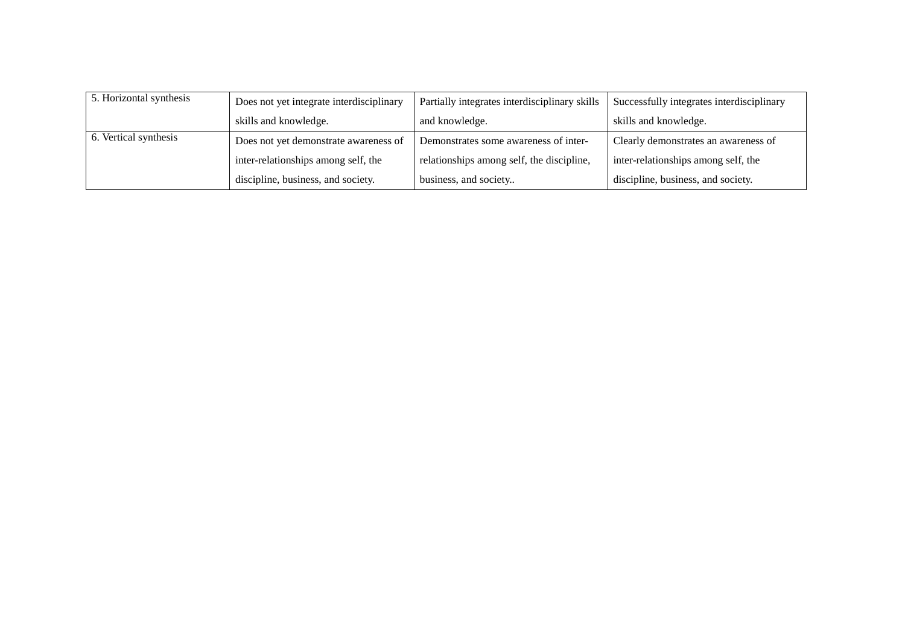| 5. Horizontal synthesis | Does not yet integrate interdisciplinary skills and knowledge. | Partially integrates interdisciplinary skills and knowledge. | Successfully integrates interdisciplinary skills and knowledge. |
|---|---|---|---|
| 6. Vertical synthesis | Does not yet demonstrate awareness of inter-relationships among self, the discipline, business, and society. | Demonstrates some awareness of inter-relationships among self, the discipline, business, and society.. | Clearly demonstrates an awareness of inter-relationships among self, the discipline, business, and society. |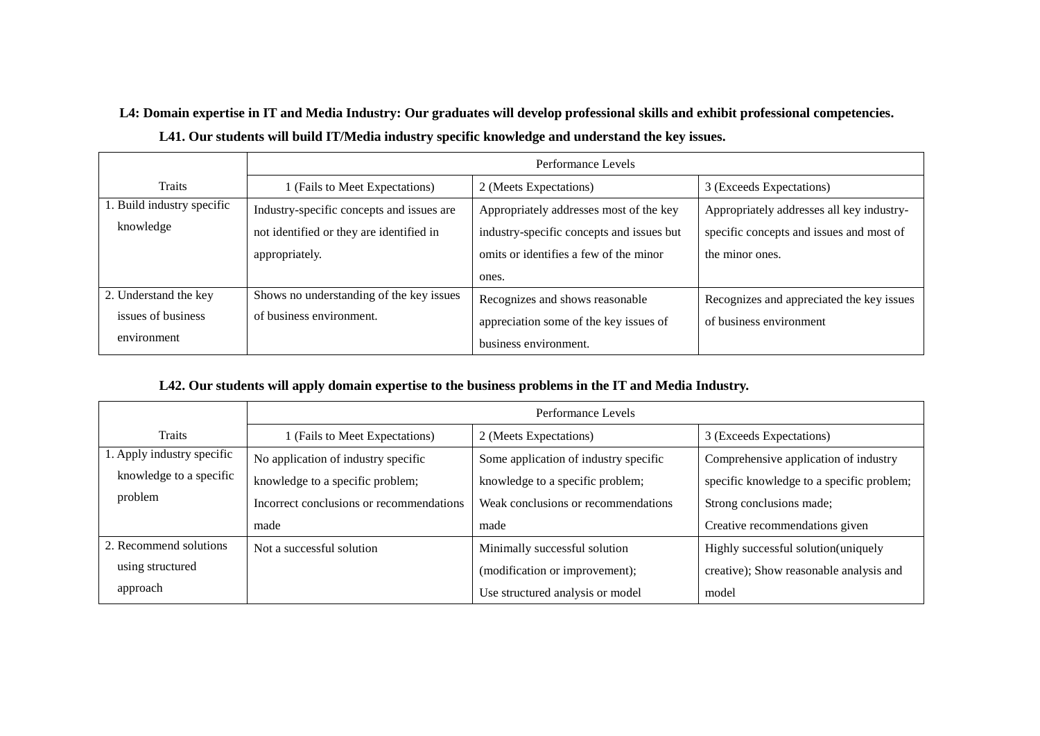**L4: Domain expertise in IT and Media Industry: Our graduates will develop professional skills and exhibit professional competencies.**

**L41. Our students will build IT/Media industry specific knowledge and understand the key issues.**

| | Performance Levels | | |
|---|---|---|---|
| Traits | 1 (Fails to Meet Expectations) | 2 (Meets Expectations) | 3 (Exceeds Expectations) |
| 1. Build industry specific knowledge | Industry-specific concepts and issues are not identified or they are identified in appropriately. | Appropriately addresses most of the key industry-specific concepts and issues but omits or identifies a few of the minor ones. | Appropriately addresses all key industry-specific concepts and issues and most of the minor ones. |
| 2. Understand the key issues of business environment | Shows no understanding of the key issues of business environment. | Recognizes and shows reasonable appreciation some of the key issues of business environment. | Recognizes and appreciated the key issues of business environment |

**L42. Our students will apply domain expertise to the business problems in the IT and Media Industry.**

| | Performance Levels | | |
|---|---|---|---|
| Traits | 1 (Fails to Meet Expectations) | 2 (Meets Expectations) | 3 (Exceeds Expectations) |
| 1. Apply industry specific knowledge to a specific problem | No application of industry specific knowledge to a specific problem; Incorrect conclusions or recommendations made | Some application of industry specific knowledge to a specific problem; Weak conclusions or recommendations made | Comprehensive application of industry specific knowledge to a specific problem; Strong conclusions made; Creative recommendations given |
| 2. Recommend solutions using structured approach | Not a successful solution | Minimally successful solution (modification or improvement); Use structured analysis or model | Highly successful solution(uniquely creative); Show reasonable analysis and model |